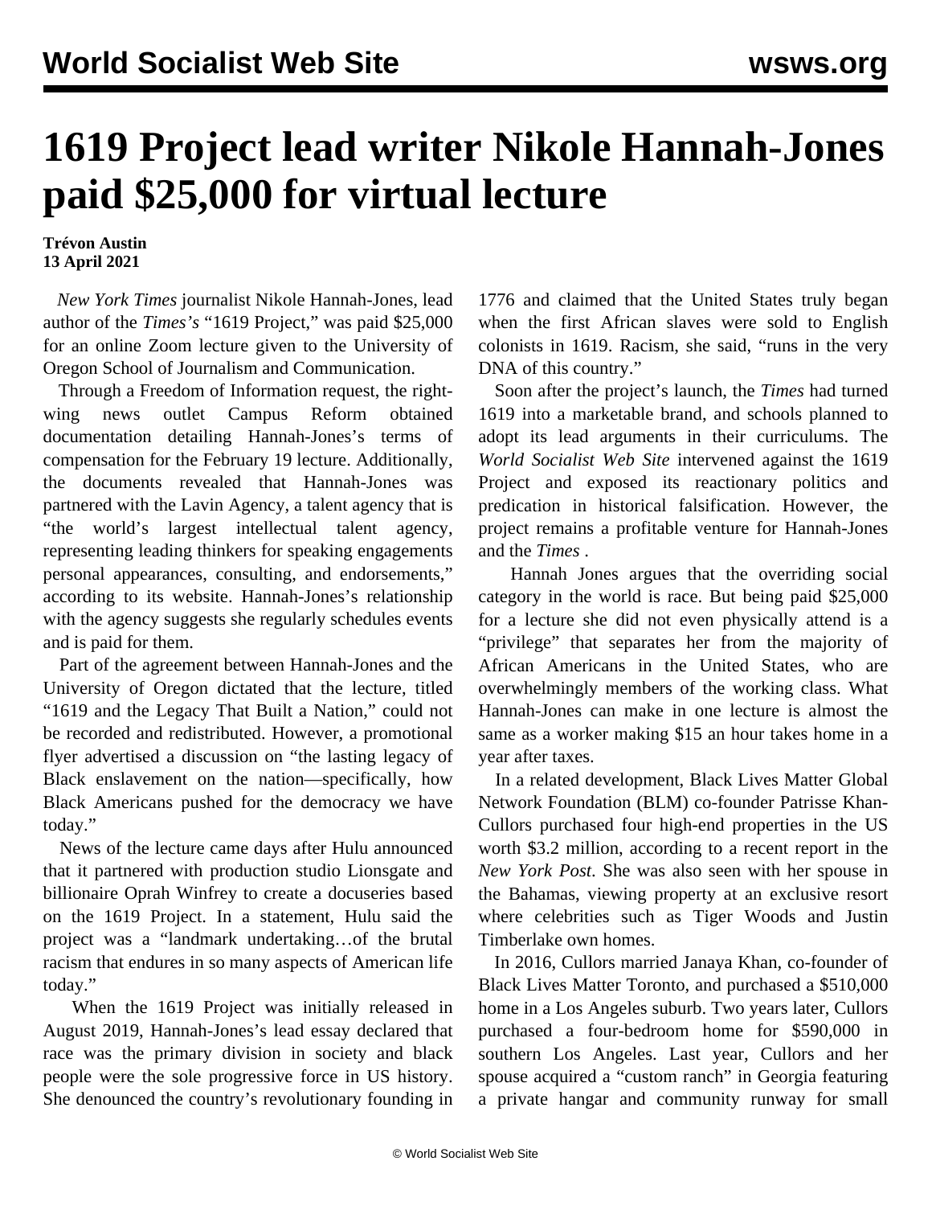# 1619 Project lead writer Nikole Hannah-Jones paid $25,000 for virtual lecture

**Trévon Austin**
**13 April 2021**

*New York Times* journalist Nikole Hannah-Jones, lead author of the *Times's* "1619 Project," was paid $25,000 for an online Zoom lecture given to the University of Oregon School of Journalism and Communication.

Through a Freedom of Information request, the right-wing news outlet Campus Reform obtained documentation detailing Hannah-Jones's terms of compensation for the February 19 lecture. Additionally, the documents revealed that Hannah-Jones was partnered with the Lavin Agency, a talent agency that is "the world's largest intellectual talent agency, representing leading thinkers for speaking engagements personal appearances, consulting, and endorsements," according to its website. Hannah-Jones's relationship with the agency suggests she regularly schedules events and is paid for them.

Part of the agreement between Hannah-Jones and the University of Oregon dictated that the lecture, titled "1619 and the Legacy That Built a Nation," could not be recorded and redistributed. However, a promotional flyer advertised a discussion on "the lasting legacy of Black enslavement on the nation—specifically, how Black Americans pushed for the democracy we have today."

News of the lecture came days after Hulu announced that it partnered with production studio Lionsgate and billionaire Oprah Winfrey to create a docuseries based on the 1619 Project. In a statement, Hulu said the project was a "landmark undertaking…of the brutal racism that endures in so many aspects of American life today."

When the 1619 Project was initially released in August 2019, Hannah-Jones's lead essay declared that race was the primary division in society and black people were the sole progressive force in US history. She denounced the country's revolutionary founding in 1776 and claimed that the United States truly began when the first African slaves were sold to English colonists in 1619. Racism, she said, "runs in the very DNA of this country."

Soon after the project's launch, the *Times* had turned 1619 into a marketable brand, and schools planned to adopt its lead arguments in their curriculums. The *World Socialist Web Site* intervened against the 1619 Project and exposed its reactionary politics and predication in historical falsification. However, the project remains a profitable venture for Hannah-Jones and the *Times* .

Hannah Jones argues that the overriding social category in the world is race. But being paid $25,000 for a lecture she did not even physically attend is a "privilege" that separates her from the majority of African Americans in the United States, who are overwhelmingly members of the working class. What Hannah-Jones can make in one lecture is almost the same as a worker making $15 an hour takes home in a year after taxes.

In a related development, Black Lives Matter Global Network Foundation (BLM) co-founder Patrisse Khan-Cullors purchased four high-end properties in the US worth $3.2 million, according to a recent report in the *New York Post*. She was also seen with her spouse in the Bahamas, viewing property at an exclusive resort where celebrities such as Tiger Woods and Justin Timberlake own homes.

In 2016, Cullors married Janaya Khan, co-founder of Black Lives Matter Toronto, and purchased a $510,000 home in a Los Angeles suburb. Two years later, Cullors purchased a four-bedroom home for $590,000 in southern Los Angeles. Last year, Cullors and her spouse acquired a "custom ranch" in Georgia featuring a private hangar and community runway for small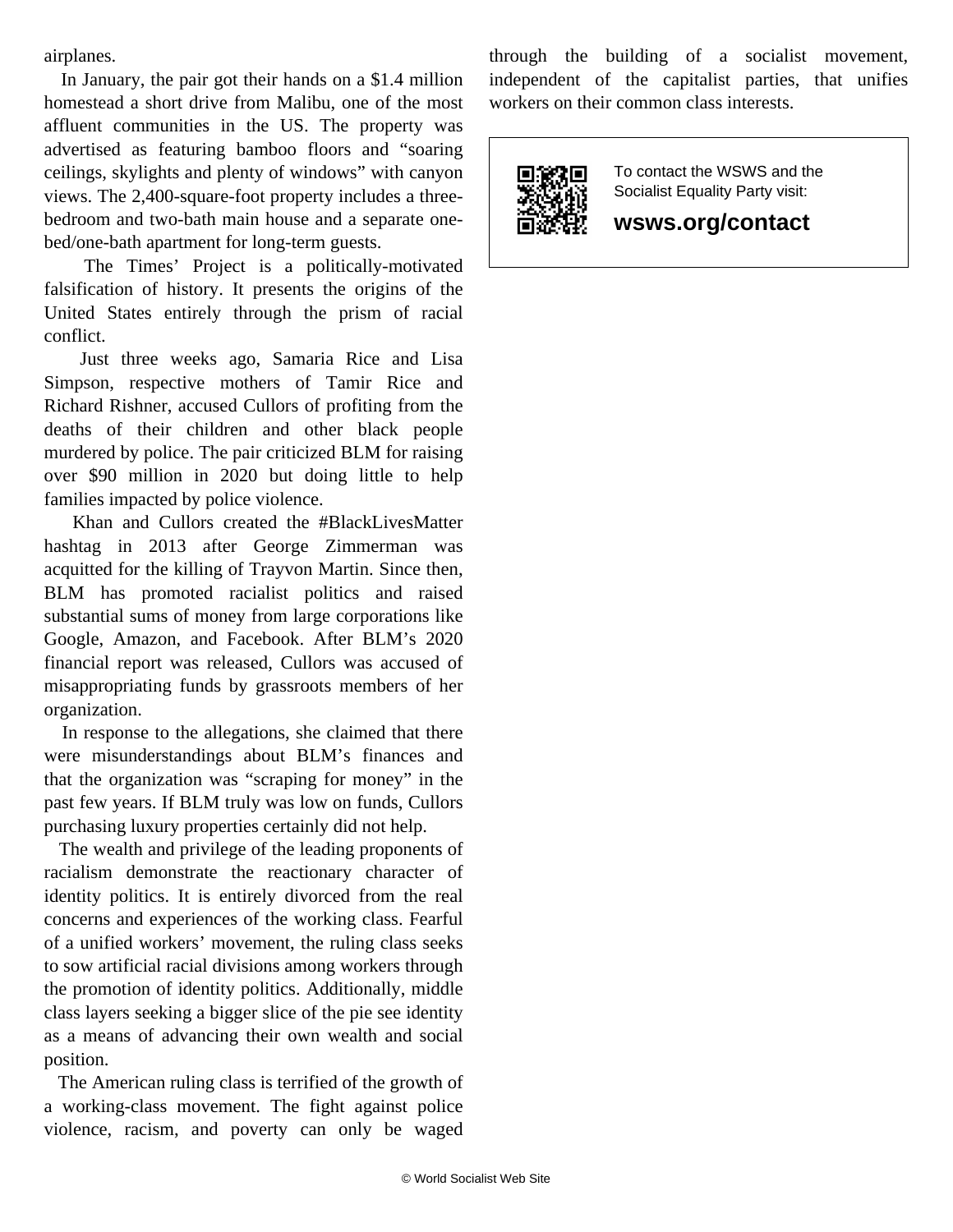airplanes.

In January, the pair got their hands on a $1.4 million homestead a short drive from Malibu, one of the most affluent communities in the US. The property was advertised as featuring bamboo floors and "soaring ceilings, skylights and plenty of windows" with canyon views. The 2,400-square-foot property includes a three-bedroom and two-bath main house and a separate one-bed/one-bath apartment for long-term guests.

The Times' Project is a politically-motivated falsification of history. It presents the origins of the United States entirely through the prism of racial conflict.

Just three weeks ago, Samaria Rice and Lisa Simpson, respective mothers of Tamir Rice and Richard Rishner, accused Cullors of profiting from the deaths of their children and other black people murdered by police. The pair criticized BLM for raising over $90 million in 2020 but doing little to help families impacted by police violence.

Khan and Cullors created the #BlackLivesMatter hashtag in 2013 after George Zimmerman was acquitted for the killing of Trayvon Martin. Since then, BLM has promoted racialist politics and raised substantial sums of money from large corporations like Google, Amazon, and Facebook. After BLM's 2020 financial report was released, Cullors was accused of misappropriating funds by grassroots members of her organization.

In response to the allegations, she claimed that there were misunderstandings about BLM's finances and that the organization was "scraping for money" in the past few years. If BLM truly was low on funds, Cullors purchasing luxury properties certainly did not help.

The wealth and privilege of the leading proponents of racialism demonstrate the reactionary character of identity politics. It is entirely divorced from the real concerns and experiences of the working class. Fearful of a unified workers' movement, the ruling class seeks to sow artificial racial divisions among workers through the promotion of identity politics. Additionally, middle class layers seeking a bigger slice of the pie see identity as a means of advancing their own wealth and social position.

The American ruling class is terrified of the growth of a working-class movement. The fight against police violence, racism, and poverty can only be waged through the building of a socialist movement, independent of the capitalist parties, that unifies workers on their common class interests.

To contact the WSWS and the Socialist Equality Party visit:

**wsws.org/contact**